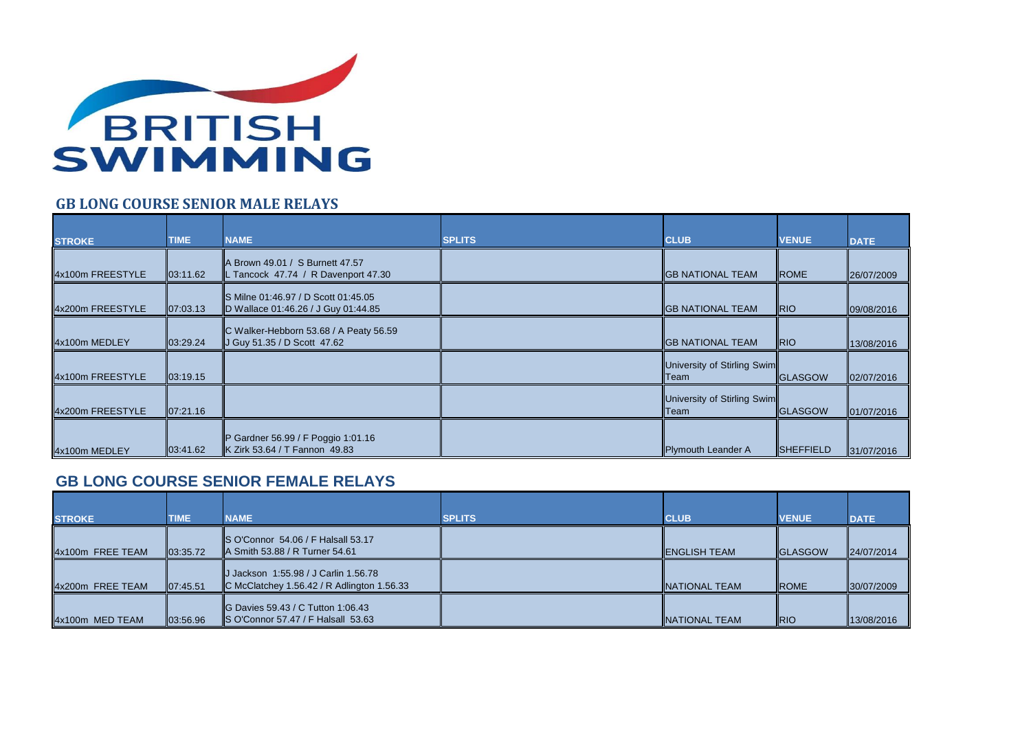BRITISH SWIMMING

## GB LONG COURSE SENIOR MALE RELAYS

| STROKE | TIME | NAME | SPLITS | CLUB | VENUE | DATE |
|---|---|---|---|---|---|---|
| 4x100m FREESTYLE | 03:11.62 | A Brown 49.01 / S Burnett 47.57 L Tancock 47.74 / R Davenport 47.30 | | GB NATIONAL TEAM | ROME | 26/07/2009 |
| 4x200m FREESTYLE | 07:03.13 | S Milne 01:46.97 / D Scott 01:45.05 D Wallace 01:46.26 / J Guy 01:44.85 | | GB NATIONAL TEAM | RIO | 09/08/2016 |
| 4x100m MEDLEY | 03:29.24 | C Walker-Hebborn 53.68 / A Peaty 56.59 J Guy 51.35 / D Scott 47.62 | | GB NATIONAL TEAM | RIO | 13/08/2016 |
| 4x100m FREESTYLE | 03:19.15 | | | University of Stirling Swim Team | GLASGOW | 02/07/2016 |
| 4x200m FREESTYLE | 07:21.16 | | | University of Stirling Swim Team | GLASGOW | 01/07/2016 |
| 4x100m MEDLEY | 03:41.62 | P Gardner 56.99 / F Poggio 1:01.16 K Zirk 53.64 / T Fannon 49.83 | | Plymouth Leander A | SHEFFIELD | 31/07/2016 |

## GB LONG COURSE SENIOR FEMALE RELAYS

| STROKE | TIME | NAME | SPLITS | CLUB | VENUE | DATE |
|---|---|---|---|---|---|---|
| 4x100m FREE TEAM | 03:35.72 | S O'Connor 54.06 / F Halsall 53.17 A Smith 53.88 / R Turner 54.61 | | ENGLISH TEAM | GLASGOW | 24/07/2014 |
| 4x200m FREE TEAM | 07:45.51 | J Jackson 1:55.98 / J Carlin 1.56.78 C McClatchey 1.56.42 / R Adlington 1.56.33 | | NATIONAL TEAM | ROME | 30/07/2009 |
| 4x100m MED TEAM | 03:56.96 | G Davies 59.43 / C Tutton 1:06.43 S O'Connor 57.47 / F Halsall 53.63 | | NATIONAL TEAM | RIO | 13/08/2016 |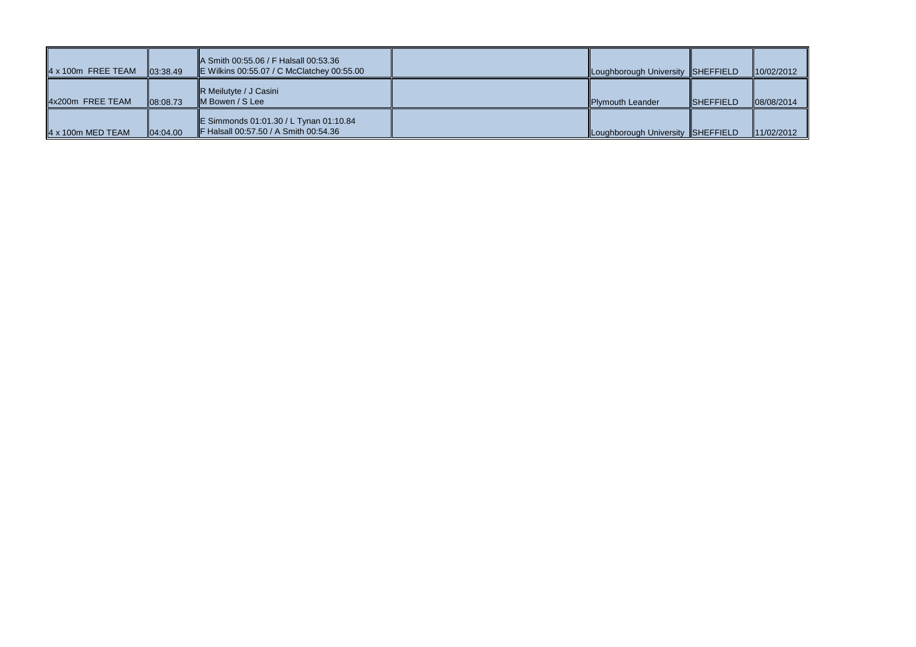| | | | | | | |
|---|---|---|---|---|---|---|
| 4 x 100m FREE TEAM | 03:38.49 | A Smith 00:55.06 / F Halsall 00:53.36<br>E Wilkins 00:55.07 / C McClatchey 00:55.00 | | Loughborough University | SHEFFIELD | 10/02/2012 |
| 4x200m FREE TEAM | 08:08.73 | R Meilutyte / J Casini<br>M Bowen / S Lee | | Plymouth Leander | SHEFFIELD | 08/08/2014 |
| 4 x 100m MED TEAM | 04:04.00 | E Simmonds 01:01.30 / L Tynan 01:10.84<br>F Halsall 00:57.50 / A Smith 00:54.36 | | Loughborough University | SHEFFIELD | 11/02/2012 |